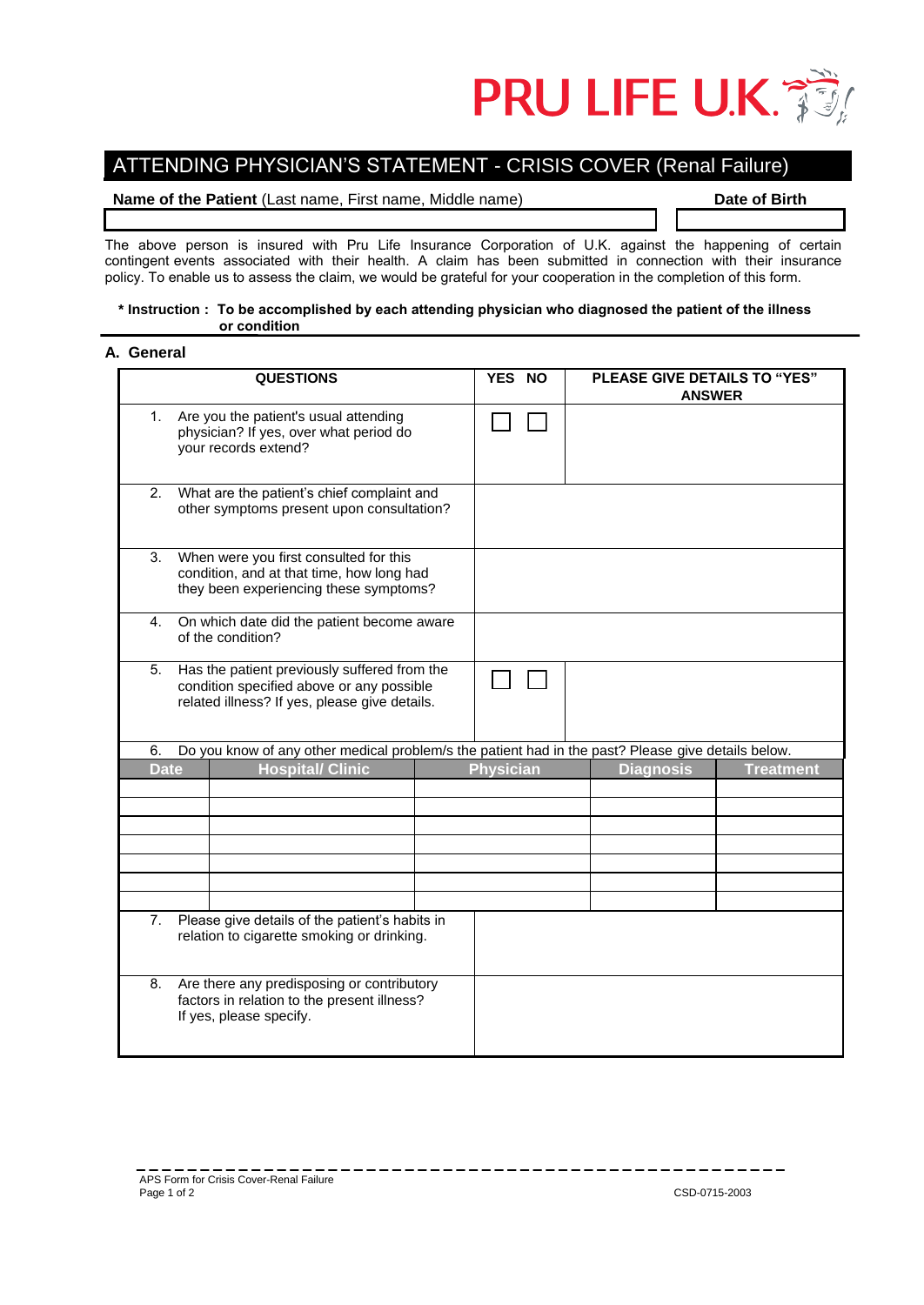PRU LIFE U.K.

# ATTENDING PHYSICIAN'S STATEMENT - CRISIS COVER (Renal Failure)

| **Name of the Patient** (Last name, First name, Middle name) | **Date of Birth** |
|---|---|
| | |

The above person is insured with Pru Life Insurance Corporation of U.K. against the happening of certain contingent events associated with their health. A claim has been submitted in connection with their insurance policy. To enable us to assess the claim, we would be grateful for your cooperation in the completion of this form.

**\* Instruction : To be accomplished by each attending physician who diagnosed the patient of the illness or condition**

## A. General

| QUESTIONS | YES | NO | PLEASE GIVE DETAILS TO "YES" ANSWER |
|---|---|---|---|
| 1. Are you the patient's usual attending physician? If yes, over what period do your records extend? | ☐ | ☐ | |
| 2. What are the patient's chief complaint and other symptoms present upon consultation? | | | |
| 3. When were you first consulted for this condition, and at that time, how long had they been experiencing these symptoms? | | | |
| 4. On which date did the patient become aware of the condition? | | | |
| 5. Has the patient previously suffered from the condition specified above or any possible related illness? If yes, please give details. | ☐ | ☐ | |

6. Do you know of any other medical problem/s the patient had in the past? Please give details below.

| Date | Hospital/ Clinic | Physician | Diagnosis | Treatment |
|---|---|---|---|---|
| | | | | |
| | | | | |
| | | | | |
| | | | | |
| | | | | |
| | | | | |
| | | | | |

| QUESTIONS | ANSWER |
|---|---|
| 7. Please give details of the patient's habits in relation to cigarette smoking or drinking. | |
| 8. Are there any predisposing or contributory factors in relation to the present illness? If yes, please specify. | |

APS Form for Crisis Cover-Renal Failure

CSD-0715-2003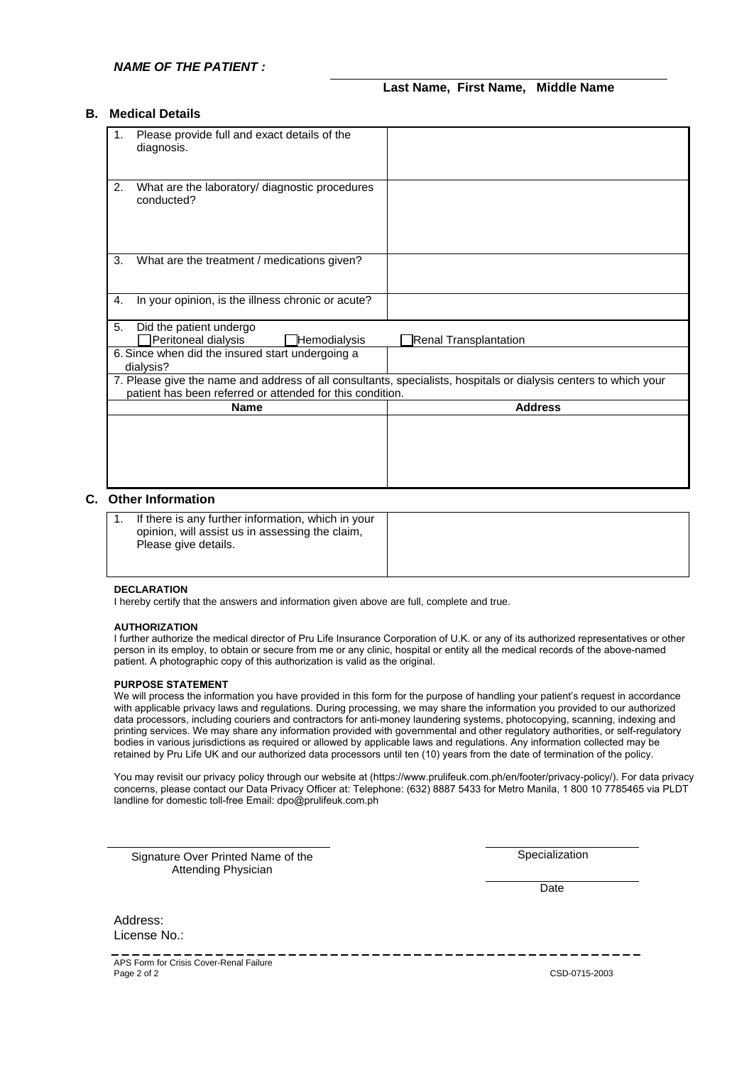***NAME OF THE PATIENT :***

**Last Name, First Name, Middle Name**

## B. Medical Details

| | |
|---|---|
| 1. Please provide full and exact details of the diagnosis. | |
| 2. What are the laboratory/ diagnostic procedures conducted? | |
| 3. What are the treatment / medications given? | |
| 4. In your opinion, is the illness chronic or acute? | |
| 5. Did the patient undergo ☐ Peritoneal dialysis ☐ Hemodialysis | ☐ Renal Transplantation |
| 6. Since when did the insured start undergoing a dialysis? | |
| 7. Please give the name and address of all consultants, specialists, hospitals or dialysis centers to which your patient has been referred or attended for this condition. | |
| **Name** | **Address** |
| | |

## C. Other Information

| | |
|---|---|
| 1. If there is any further information, which in your opinion, will assist us in assessing the claim, Please give details. | |

**DECLARATION**

I hereby certify that the answers and information given above are full, complete and true.

**AUTHORIZATION**

I further authorize the medical director of Pru Life Insurance Corporation of U.K. or any of its authorized representatives or other person in its employ, to obtain or secure from me or any clinic, hospital or entity all the medical records of the above-named patient. A photographic copy of this authorization is valid as the original.

**PURPOSE STATEMENT**

We will process the information you have provided in this form for the purpose of handling your patient's request in accordance with applicable privacy laws and regulations. During processing, we may share the information you provided to our authorized data processors, including couriers and contractors for anti-money laundering systems, photocopying, scanning, indexing and printing services. We may share any information provided with governmental and other regulatory authorities, or self-regulatory bodies in various jurisdictions as required or allowed by applicable laws and regulations. Any information collected may be retained by Pru Life UK and our authorized data processors until ten (10) years from the date of termination of the policy.

You may revisit our privacy policy through our website at (https://www.prulifeuk.com.ph/en/footer/privacy-policy/). For data privacy concerns, please contact our Data Privacy Officer at: Telephone: (632) 8887 5433 for Metro Manila, 1 800 10 7785465 via PLDT landline for domestic toll-free Email: dpo@prulifeuk.com.ph

Signature Over Printed Name of the Attending Physician

Specialization

Date

Address:

License No.:

APS Form for Crisis Cover-Renal Failure

CSD-0715-2003